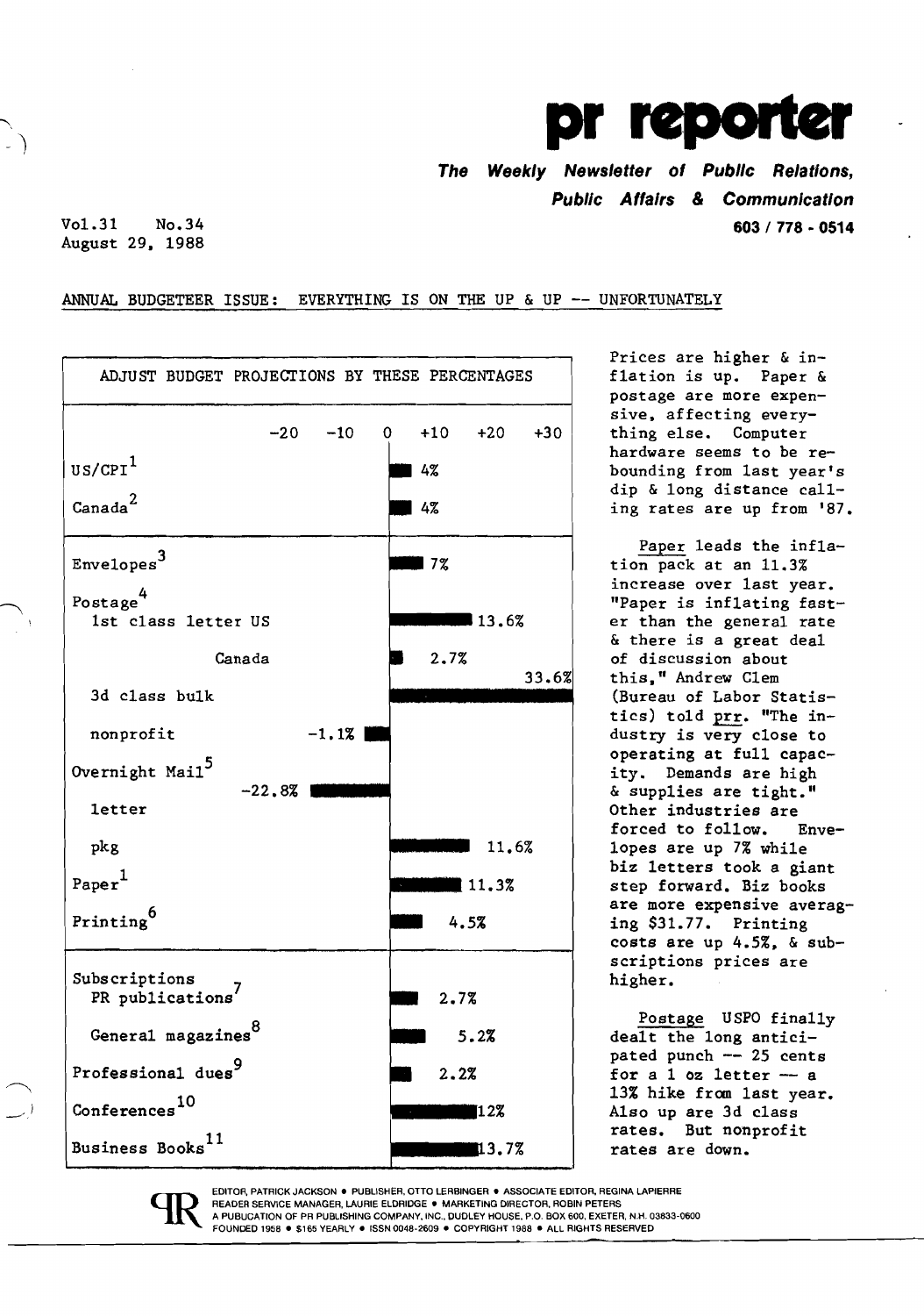# pr reporter

**The Weekly Newsletter of Public Relations, Public Affairs & Communication**

**603 / 778 - 0514**

Vol.31 No.34
August 29, 1988

ANNUAL BUDGETEER ISSUE: EVERYTHING IS ON THE UP & UP -- UNFORTUNATELY

**ADJUST BUDGET PROJECTIONS BY THESE PERCENTAGES**

| Item | Change |
|---|---|
| US/CPI[1] | 4% |
| Canada[2] | 4% |
| Envelopes[3] | 7% |
| Postage[4] | |
| 1st class letter US | 13.6% |
| Canada | 2.7% |
| 3d class bulk | 33.6% |
| nonprofit | -1.1% |
| Overnight Mail[5] | |
| letter | -22.8% |
| pkg | 11.6% |
| Paper[1] | 11.3% |
| Printing[6] | 4.5% |
| Subscriptions | |
| PR publications[7] | 2.7% |
| General magazines[8] | 5.2% |
| Professional dues[9] | 2.2% |
| Conferences[10] | 12% |
| Business Books[11] | 13.7% |

Prices are higher & inflation is up. Paper & postage are more expensive, affecting everything else. Computer hardware seems to be rebounding from last year's dip & long distance calling rates are up from '87.

Paper leads the inflation pack at an 11.3% increase over last year. "Paper is inflating faster than the general rate & there is a great deal of discussion about this," Andrew Clem (Bureau of Labor Statistics) told prr. "The industry is very close to operating at full capacity. Demands are high & supplies are tight." Other industries are forced to follow. Envelopes are up 7% while biz letters took a giant step forward. Biz books are more expensive averaging $31.77. Printing costs are up 4.5%, & subscriptions prices are higher.

Postage USPO finally dealt the long anticipated punch -- 25 cents for a 1 oz letter -- a 13% hike from last year. Also up are 3d class rates. But nonprofit rates are down.

EDITOR, PATRICK JACKSON • PUBLISHER, OTTO LERBINGER • ASSOCIATE EDITOR, REGINA LAPIERRE
READER SERVICE MANAGER, LAURIE ELDRIDGE • MARKETING DIRECTOR, ROBIN PETERS
A PUBLICATION OF PR PUBLISHING COMPANY, INC., DUDLEY HOUSE, P.O. BOX 600, EXETER, N.H. 03833-0600
FOUNDED 1958 • $165 YEARLY • ISSN 0048-2609 • COPYRIGHT 1988 • ALL RIGHTS RESERVED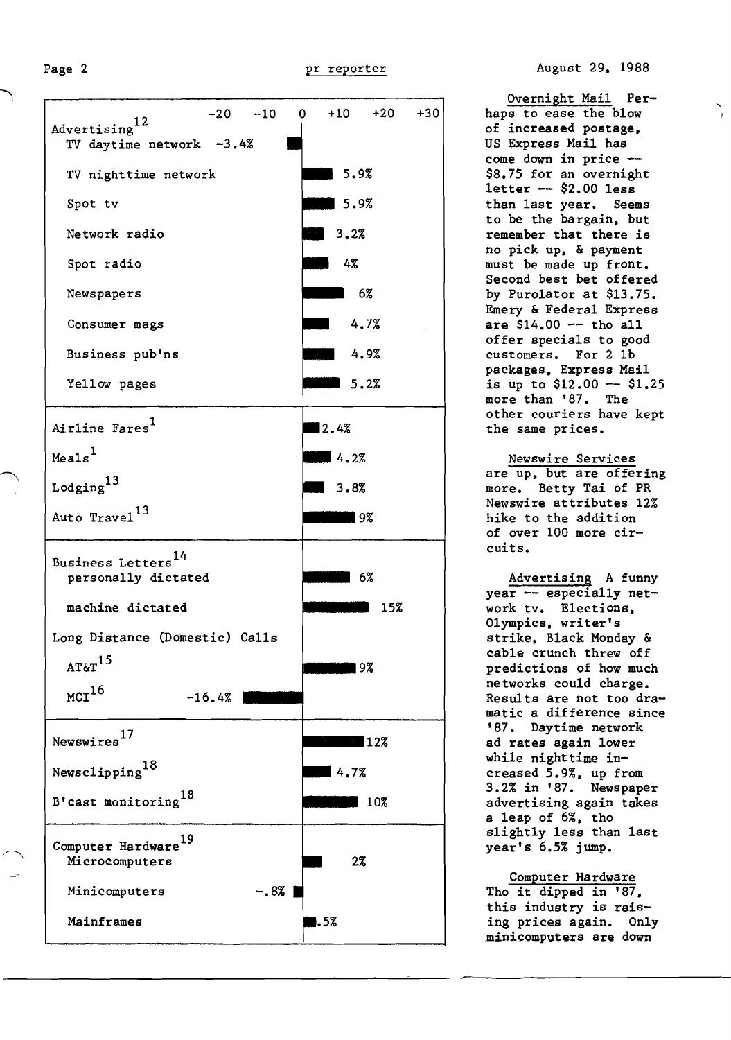| Category | Change (scale: −20 to +30) |
|---|---|
| **Advertising[12]** | |
| TV daytime network | −3.4% |
| TV nighttime network | 5.9% |
| Spot tv | 5.9% |
| Network radio | 3.2% |
| Spot radio | 4% |
| Newspapers | 6% |
| Consumer mags | 4.7% |
| Business pub'ns | 4.9% |
| Yellow pages | 5.2% |
| **Airline Fares[1]** | 2.4% |
| **Meals[1]** | 4.2% |
| **Lodging[13]** | 3.8% |
| **Auto Travel[13]** | 9% |
| **Business Letters[14]** | |
| personally dictated | 6% |
| machine dictated | 15% |
| **Long Distance (Domestic) Calls** | |
| AT&T[15] | 9% |
| MCI[16] | −16.4% |
| **Newswires[17]** | 12% |
| **Newsclipping[18]** | 4.7% |
| **B'cast monitoring[18]** | 10% |
| **Computer Hardware[19]** | |
| Microcomputers | 2% |
| Minicomputers | −.8% |
| Mainframes | .5% |

<u>Overnight Mail</u> Perhaps to ease the blow of increased postage, US Express Mail has come down in price -- $8.75 for an overnight letter -- $2.00 less than last year. Seems to be the bargain, but remember that there is no pick up, & payment must be made up front. Second best bet offered by Purolator at $13.75. Emery & Federal Express are $14.00 -- tho all offer specials to good customers. For 2 lb packages, Express Mail is up to $12.00 -- $1.25 more than '87. The other couriers have kept the same prices.

<u>Newswire Services</u> are up, but are offering more. Betty Tai of PR Newswire attributes 12% hike to the addition of over 100 more circuits.

<u>Advertising</u> A funny year -- especially network tv. Elections, Olympics, writer's strike, Black Monday & cable crunch threw off predictions of how much networks could charge. Results are not too dramatic a difference since '87. Daytime network ad rates again lower while nighttime increased 5.9%, up from 3.2% in '87. Newspaper advertising again takes a leap of 6%, tho slightly less than last year's 6.5% jump.

<u>Computer Hardware</u> Tho it dipped in '87, this industry is raising prices again. Only minicomputers are down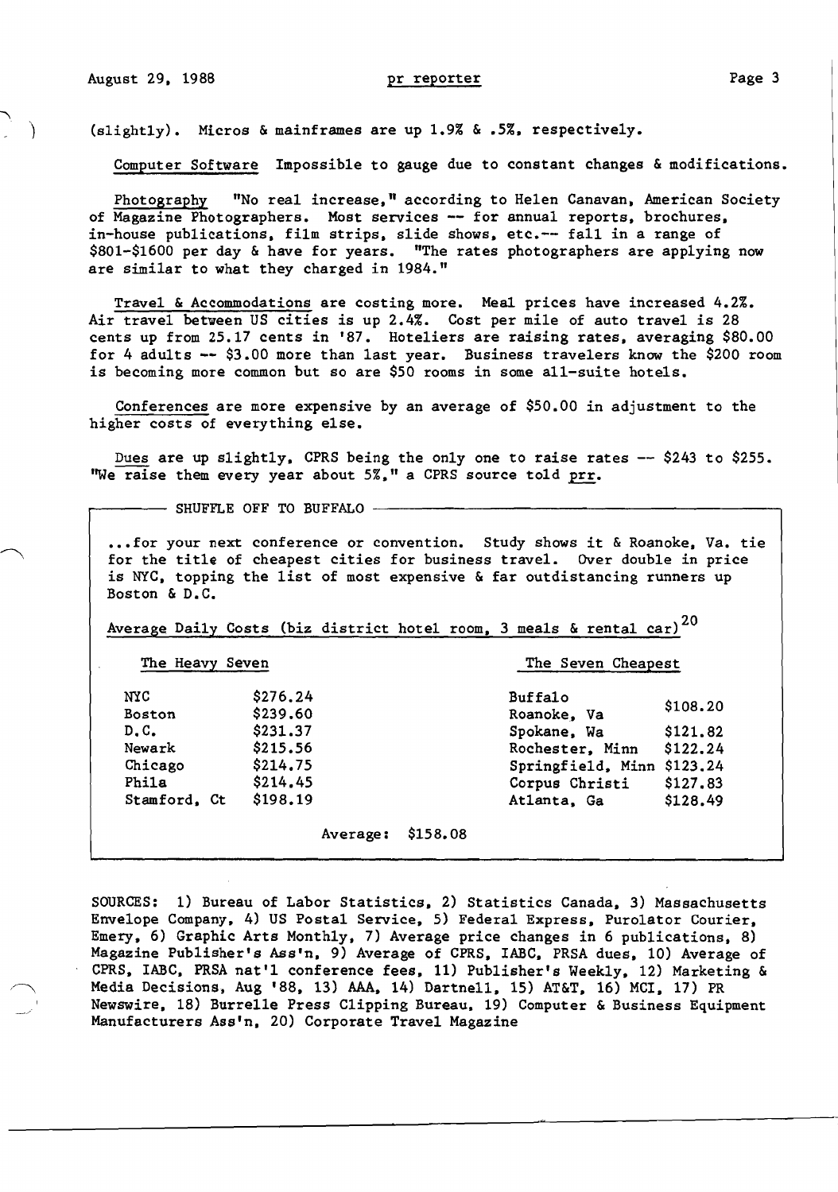(slightly). Micros & mainframes are up 1.9% & .5%, respectively.

Computer Software Impossible to gauge due to constant changes & modifications.

Photography "No real increase," according to Helen Canavan, American Society of Magazine Photographers. Most services -- for annual reports, brochures, in-house publications, film strips, slide shows, etc.-- fall in a range of \$801-\$1600 per day & have for years. "The rates photographers are applying now are similar to what they charged in 1984."

Travel & Accommodations are costing more. Meal prices have increased 4.2%. Air travel between US cities is up 2.4%. Cost per mile of auto travel is 28 cents up from 25.17 cents in '87. Hoteliers are raising rates, averaging \$80.00 for 4 adults -- \$3.00 more than last year. Business travelers know the \$200 room is becoming more common but so are \$50 rooms in some all-suite hotels.

Conferences are more expensive by an average of \$50.00 in adjustment to the higher costs of everything else.

Dues are up slightly, CPRS being the only one to raise rates -- \$243 to \$255. "We raise them every year about 5%," a CPRS source told prr.

## SHUFFLE OFF TO BUFFALO

...for your next conference or convention. Study shows it & Roanoke, Va. tie for the title of cheapest cities for business travel. Over double in price is NYC, topping the list of most expensive & far outdistancing runners up Boston & D.C.

Average Daily Costs (biz district hotel room, 3 meals & rental car)[20]

| The Heavy Seven | | The Seven Cheapest | |
|---|---|---|---|
| NYC | \$276.24 | Buffalo | \$108.20 |
| Boston | \$239.60 | Roanoke, Va | \$108.20 |
| D.C. | \$231.37 | Spokane, Wa | \$121.82 |
| Newark | \$215.56 | Rochester, Minn | \$122.24 |
| Chicago | \$214.75 | Springfield, Minn | \$123.24 |
| Phila | \$214.45 | Corpus Christi | \$127.83 |
| Stamford, Ct | \$198.19 | Atlanta, Ga | \$128.49 |

Average: \$158.08

SOURCES: 1) Bureau of Labor Statistics, 2) Statistics Canada, 3) Massachusetts Envelope Company, 4) US Postal Service, 5) Federal Express, Purolator Courier, Emery, 6) Graphic Arts Monthly, 7) Average price changes in 6 publications, 8) Magazine Publisher's Ass'n, 9) Average of CPRS, IABC, PRSA dues, 10) Average of CPRS, IABC, PRSA nat'l conference fees, 11) Publisher's Weekly, 12) Marketing & Media Decisions, Aug '88, 13) AAA, 14) Dartnell, 15) AT&T, 16) MCI, 17) PR Newswire, 18) Burrelle Press Clipping Bureau, 19) Computer & Business Equipment Manufacturers Ass'n, 20) Corporate Travel Magazine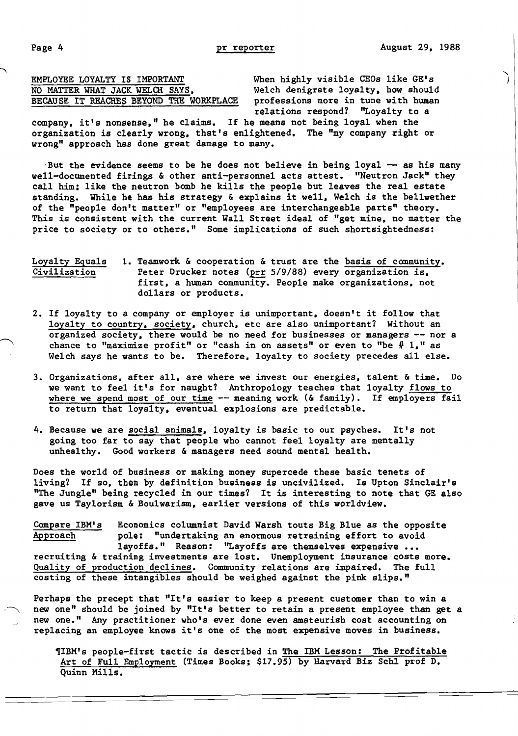## EMPLOYEE LOYALTY IS IMPORTANT NO MATTER WHAT JACK WELCH SAYS, BECAUSE IT REACHES BEYOND THE WORKPLACE

When highly visible CEOs like GE's Welch denigrate loyalty, how should professions more in tune with human relations respond? "Loyalty to a company, it's nonsense," he claims. If he means not being loyal when the organization is clearly wrong, that's enlightened. The "my company right or wrong" approach has done great damage to many.

But the evidence seems to be he does not believe in being loyal -- as his many well-documented firings & other anti-personnel acts attest. "Neutron Jack" they call him; like the neutron bomb he kills the people but leaves the real estate standing. While he has his strategy & explains it well, Welch is the bellwether of the "people don't matter" or "employees are interchangeable parts" theory. This is consistent with the current Wall Street ideal of "get mine, no matter the price to society or to others." Some implications of such shortsightedness:

**Loyalty Equals Civilization**

1. Teamwork & cooperation & trust are the basis of community. Peter Drucker notes (*prr* 5/9/88) every organization is, first, a human community. People make organizations, not dollars or products.

2. If loyalty to a company or employer is unimportant, doesn't it follow that loyalty to country, society, church, etc are also unimportant? Without an organized society, there would be no need for businesses or managers -- nor a chance to "maximize profit" or "cash in on assets" or even to "be # 1," as Welch says he wants to be. Therefore, loyalty to society precedes all else.

3. Organizations, after all, are where we invest our energies, talent & time. Do we want to feel it's for naught? Anthropology teaches that loyalty flows to where we spend most of our time -- meaning work (& family). If employers fail to return that loyalty, eventual explosions are predictable.

4. Because we are social animals, loyalty is basic to our psyches. It's not going too far to say that people who cannot feel loyalty are mentally unhealthy. Good workers & managers need sound mental health.

Does the world of business or making money supercede these basic tenets of living? If so, then by definition business is uncivilized. Is Upton Sinclair's "The Jungle" being recycled in our times? It is interesting to note that GE also gave us Taylorism & Boulwarism, earlier versions of this worldview.

**Compare IBM's Approach** Economics columnist David Warsh touts Big Blue as the opposite pole: "undertaking an enormous retraining effort to avoid layoffs." Reason: "Layoffs are themselves expensive ... recruiting & training investments are lost. Unemployment insurance costs more. Quality of production declines. Community relations are impaired. The full costing of these intangibles should be weighed against the pink slips."

Perhaps the precept that "It's easier to keep a present customer than to win a new one" should be joined by "It's better to retain a present employee than get a new one." Any practitioner who's ever done even amateurish cost accounting on replacing an employee knows it's one of the most expensive moves in business.

¶IBM's people-first tactic is described in The IBM Lesson: The Profitable Art of Full Employment (Times Books; $17.95) by Harvard Biz Schl prof D. Quinn Mills.